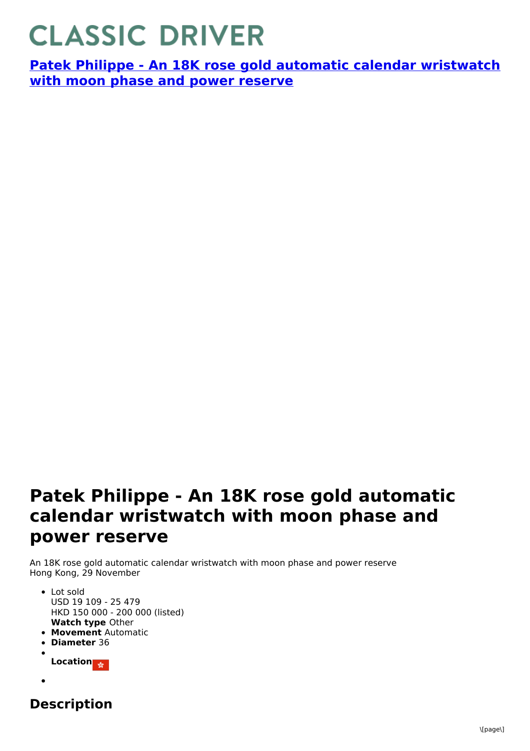# CLASSIC DRIVER

**[Patek Philippe - An 18K rose gold automatic calendar wristwatch with moon phase and power reserve]()**

# Patek Philippe - An 18K rose gold automatic calendar wristwatch with moon phase and power reserve

An 18K rose gold automatic calendar wristwatch with moon phase and power reserve
Hong Kong, 29 November

- Lot sold
  USD 19 109 - 25 479
  HKD 150 000 - 200 000 (listed)
  **Watch type** Other
- **Movement** Automatic
- **Diameter** 36
- **Location**
- 

## Description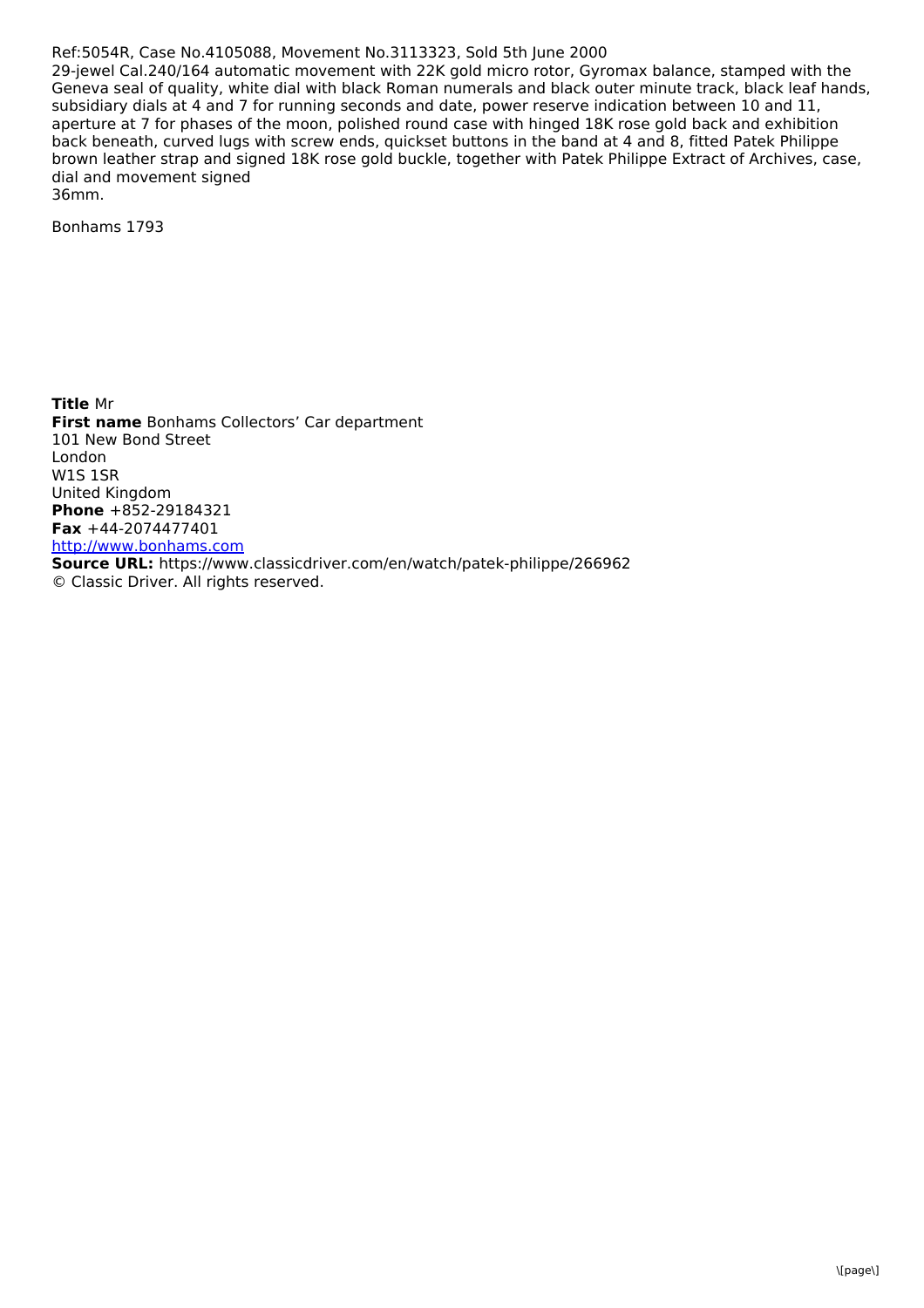Ref:5054R, Case No.4105088, Movement No.3113323, Sold 5th June 2000
29-jewel Cal.240/164 automatic movement with 22K gold micro rotor, Gyromax balance, stamped with the Geneva seal of quality, white dial with black Roman numerals and black outer minute track, black leaf hands, subsidiary dials at 4 and 7 for running seconds and date, power reserve indication between 10 and 11, aperture at 7 for phases of the moon, polished round case with hinged 18K rose gold back and exhibition back beneath, curved lugs with screw ends, quickset buttons in the band at 4 and 8, fitted Patek Philippe brown leather strap and signed 18K rose gold buckle, together with Patek Philippe Extract of Archives, case, dial and movement signed
36mm.

Bonhams 1793

**Title** Mr
**First name** Bonhams Collectors' Car department
101 New Bond Street
London
W1S 1SR
United Kingdom
**Phone** +852-29184321
**Fax** +44-2074477401
http://www.bonhams.com
**Source URL:** https://www.classicdriver.com/en/watch/patek-philippe/266962
© Classic Driver. All rights reserved.